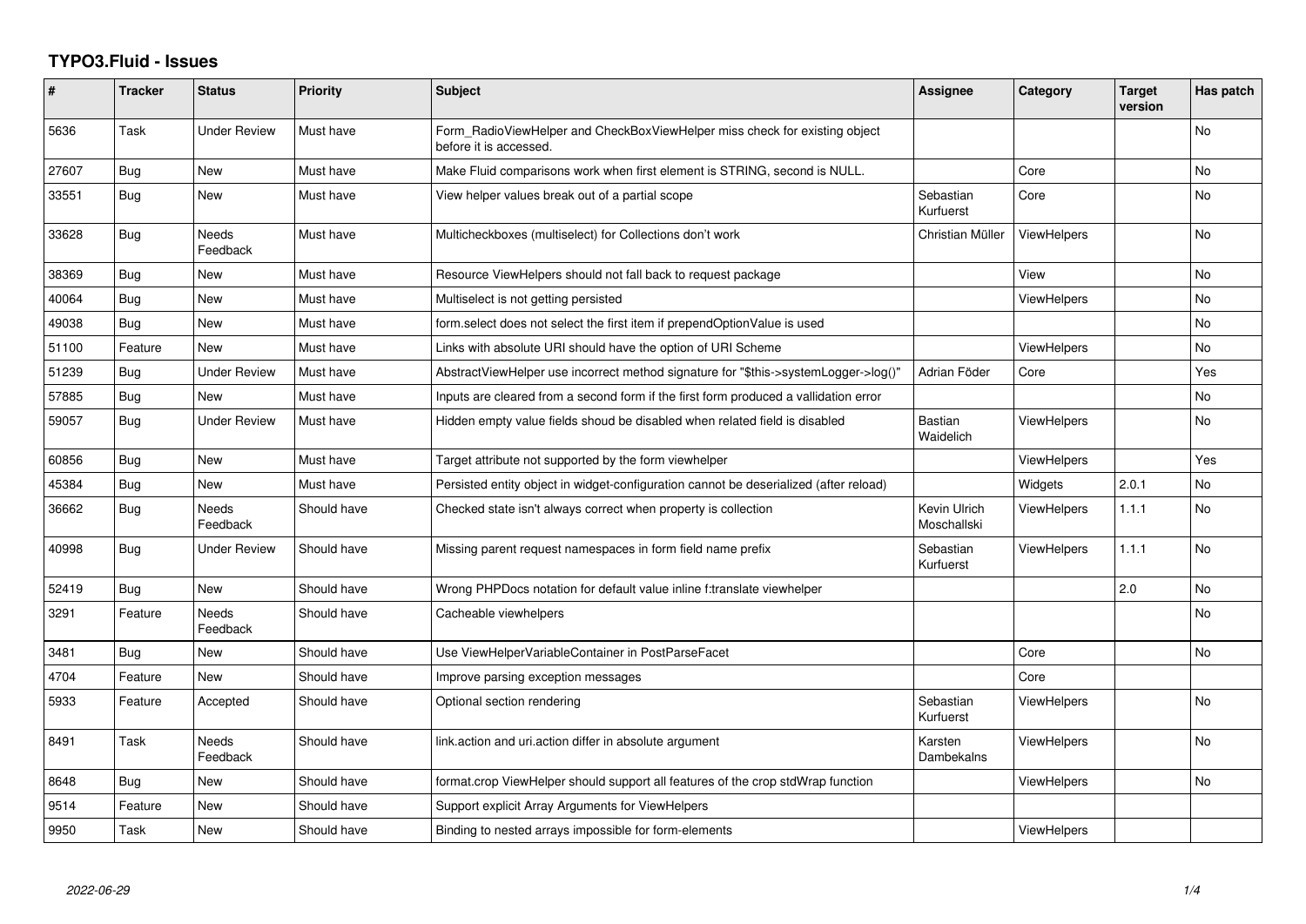# TYPO3.Fluid - Issues

| # | Tracker | Status | Priority | Subject | Assignee | Category | Target version | Has patch |
|---|---|---|---|---|---|---|---|---|
| 5636 | Task | Under Review | Must have | Form_RadioViewHelper and CheckBoxViewHelper miss check for existing object before it is accessed. | | | | No |
| 27607 | Bug | New | Must have | Make Fluid comparisons work when first element is STRING, second is NULL. | | Core | | No |
| 33551 | Bug | New | Must have | View helper values break out of a partial scope | Sebastian Kurfuerst | Core | | No |
| 33628 | Bug | Needs Feedback | Must have | Multicheckboxes (multiselect) for Collections don't work | Christian Müller | ViewHelpers | | No |
| 38369 | Bug | New | Must have | Resource ViewHelpers should not fall back to request package | | View | | No |
| 40064 | Bug | New | Must have | Multiselect is not getting persisted | | ViewHelpers | | No |
| 49038 | Bug | New | Must have | form.select does not select the first item if prependOptionValue is used | | | | No |
| 51100 | Feature | New | Must have | Links with absolute URI should have the option of URI Scheme | | ViewHelpers | | No |
| 51239 | Bug | Under Review | Must have | AbstractViewHelper use incorrect method signature for "$this->systemLogger->log()" | Adrian Föder | Core | | Yes |
| 57885 | Bug | New | Must have | Inputs are cleared from a second form if the first form produced a vallidation error | | | | No |
| 59057 | Bug | Under Review | Must have | Hidden empty value fields shoud be disabled when related field is disabled | Bastian Waidelich | ViewHelpers | | No |
| 60856 | Bug | New | Must have | Target attribute not supported by the form viewhelper | | ViewHelpers | | Yes |
| 45384 | Bug | New | Must have | Persisted entity object in widget-configuration cannot be deserialized (after reload) | | Widgets | 2.0.1 | No |
| 36662 | Bug | Needs Feedback | Should have | Checked state isn't always correct when property is collection | Kevin Ulrich Moschallski | ViewHelpers | 1.1.1 | No |
| 40998 | Bug | Under Review | Should have | Missing parent request namespaces in form field name prefix | Sebastian Kurfuerst | ViewHelpers | 1.1.1 | No |
| 52419 | Bug | New | Should have | Wrong PHPDocs notation for default value inline f:translate viewhelper | | | 2.0 | No |
| 3291 | Feature | Needs Feedback | Should have | Cacheable viewhelpers | | | | No |
| 3481 | Bug | New | Should have | Use ViewHelperVariableContainer in PostParseFacet | | Core | | No |
| 4704 | Feature | New | Should have | Improve parsing exception messages | | Core | | |
| 5933 | Feature | Accepted | Should have | Optional section rendering | Sebastian Kurfuerst | ViewHelpers | | No |
| 8491 | Task | Needs Feedback | Should have | link.action and uri.action differ in absolute argument | Karsten Dambekalns | ViewHelpers | | No |
| 8648 | Bug | New | Should have | format.crop ViewHelper should support all features of the crop stdWrap function | | ViewHelpers | | No |
| 9514 | Feature | New | Should have | Support explicit Array Arguments for ViewHelpers | | | | |
| 9950 | Task | New | Should have | Binding to nested arrays impossible for form-elements | | ViewHelpers | | |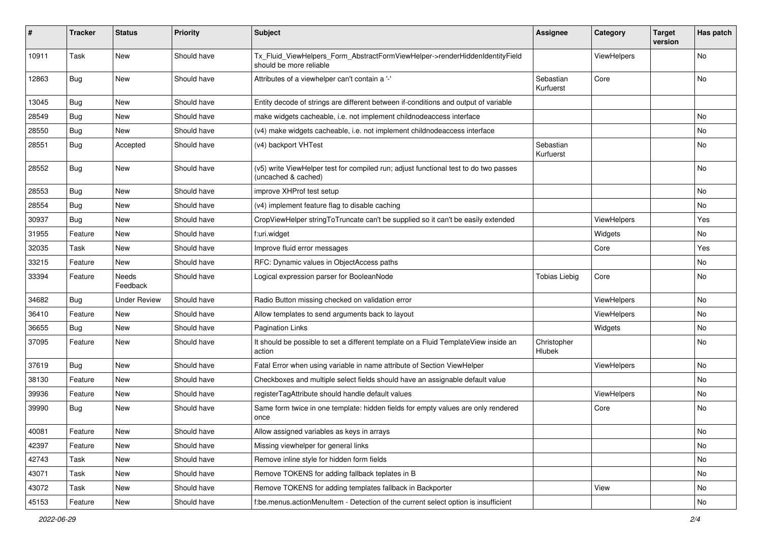| # | Tracker | Status | Priority | Subject | Assignee | Category | Target version | Has patch |
|---|---|---|---|---|---|---|---|---|
| 10911 | Task | New | Should have | Tx_Fluid_ViewHelpers_Form_AbstractFormViewHelper->renderHiddenIdentityField should be more reliable | | ViewHelpers | | No |
| 12863 | Bug | New | Should have | Attributes of a viewhelper can't contain a '-' | Sebastian Kurfuerst | Core | | No |
| 13045 | Bug | New | Should have | Entity decode of strings are different between if-conditions and output of variable | | | | |
| 28549 | Bug | New | Should have | make widgets cacheable, i.e. not implement childnodeaccess interface | | | | No |
| 28550 | Bug | New | Should have | (v4) make widgets cacheable, i.e. not implement childnodeaccess interface | | | | No |
| 28551 | Bug | Accepted | Should have | (v4) backport VHTest | Sebastian Kurfuerst | | | No |
| 28552 | Bug | New | Should have | (v5) write ViewHelper test for compiled run; adjust functional test to do two passes (uncached & cached) | | | | No |
| 28553 | Bug | New | Should have | improve XHProf test setup | | | | No |
| 28554 | Bug | New | Should have | (v4) implement feature flag to disable caching | | | | No |
| 30937 | Bug | New | Should have | CropViewHelper stringToTruncate can't be supplied so it can't be easily extended | | ViewHelpers | | Yes |
| 31955 | Feature | New | Should have | f:uri.widget | | Widgets | | No |
| 32035 | Task | New | Should have | Improve fluid error messages | | Core | | Yes |
| 33215 | Feature | New | Should have | RFC: Dynamic values in ObjectAccess paths | | | | No |
| 33394 | Feature | Needs Feedback | Should have | Logical expression parser for BooleanNode | Tobias Liebig | Core | | No |
| 34682 | Bug | Under Review | Should have | Radio Button missing checked on validation error | | ViewHelpers | | No |
| 36410 | Feature | New | Should have | Allow templates to send arguments back to layout | | ViewHelpers | | No |
| 36655 | Bug | New | Should have | Pagination Links | | Widgets | | No |
| 37095 | Feature | New | Should have | It should be possible to set a different template on a Fluid TemplateView inside an action | Christopher Hlubek | | | No |
| 37619 | Bug | New | Should have | Fatal Error when using variable in name attribute of Section ViewHelper | | ViewHelpers | | No |
| 38130 | Feature | New | Should have | Checkboxes and multiple select fields should have an assignable default value | | | | No |
| 39936 | Feature | New | Should have | registerTagAttribute should handle default values | | ViewHelpers | | No |
| 39990 | Bug | New | Should have | Same form twice in one template: hidden fields for empty values are only rendered once | | Core | | No |
| 40081 | Feature | New | Should have | Allow assigned variables as keys in arrays | | | | No |
| 42397 | Feature | New | Should have | Missing viewhelper for general links | | | | No |
| 42743 | Task | New | Should have | Remove inline style for hidden form fields | | | | No |
| 43071 | Task | New | Should have | Remove TOKENS for adding fallback teplates in B | | | | No |
| 43072 | Task | New | Should have | Remove TOKENS for adding templates fallback in Backporter | | View | | No |
| 45153 | Feature | New | Should have | f:be.menus.actionMenuItem - Detection of the current select option is insufficient | | | | No |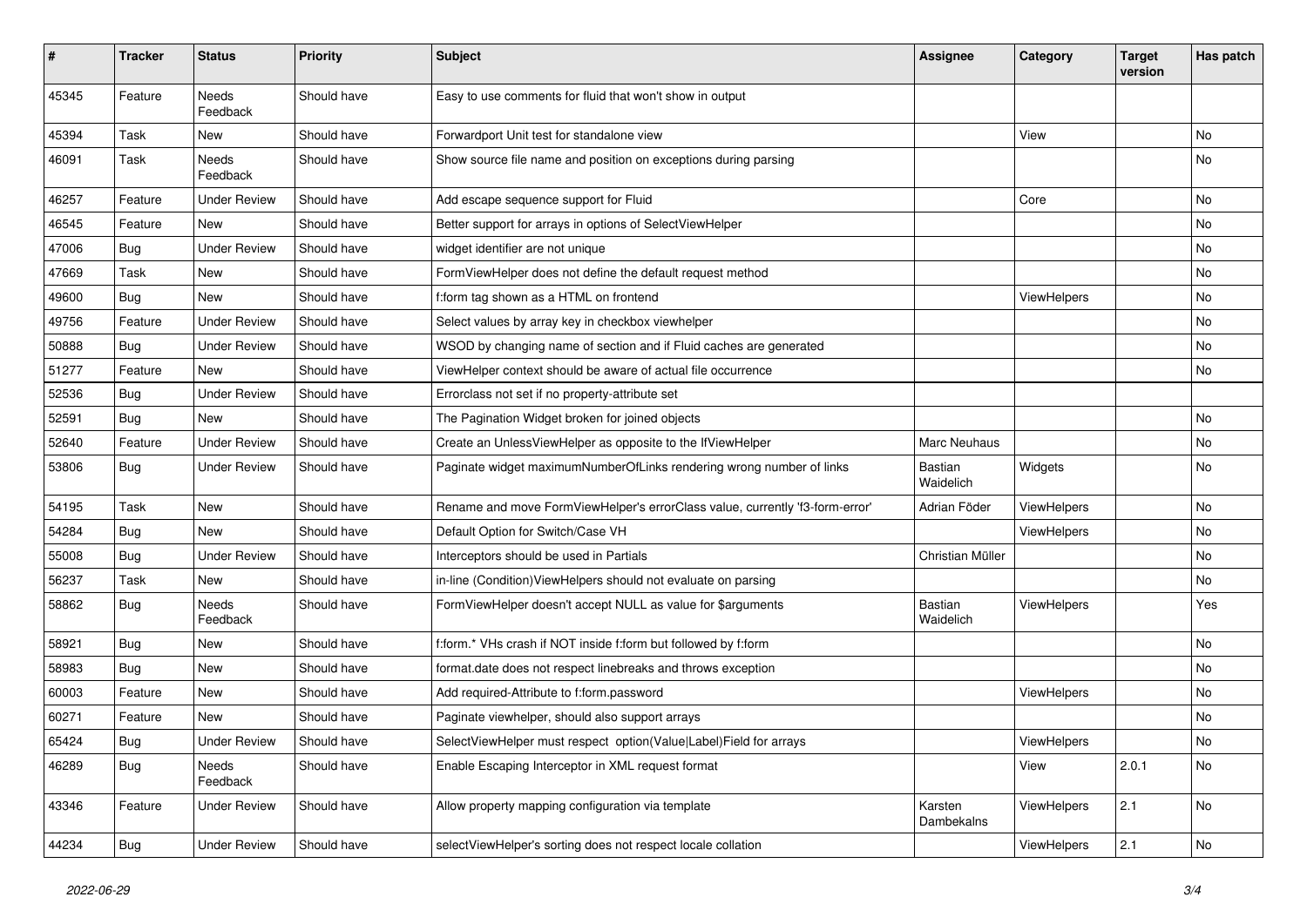| # | Tracker | Status | Priority | Subject | Assignee | Category | Target version | Has patch |
|---|---|---|---|---|---|---|---|---|
| 45345 | Feature | Needs Feedback | Should have | Easy to use comments for fluid that won't show in output | | | | |
| 45394 | Task | New | Should have | Forwardport Unit test for standalone view | | View | | No |
| 46091 | Task | Needs Feedback | Should have | Show source file name and position on exceptions during parsing | | | | No |
| 46257 | Feature | Under Review | Should have | Add escape sequence support for Fluid | | Core | | No |
| 46545 | Feature | New | Should have | Better support for arrays in options of SelectViewHelper | | | | No |
| 47006 | Bug | Under Review | Should have | widget identifier are not unique | | | | No |
| 47669 | Task | New | Should have | FormViewHelper does not define the default request method | | | | No |
| 49600 | Bug | New | Should have | f:form tag shown as a HTML on frontend | | ViewHelpers | | No |
| 49756 | Feature | Under Review | Should have | Select values by array key in checkbox viewhelper | | | | No |
| 50888 | Bug | Under Review | Should have | WSOD by changing name of section and if Fluid caches are generated | | | | No |
| 51277 | Feature | New | Should have | ViewHelper context should be aware of actual file occurrence | | | | No |
| 52536 | Bug | Under Review | Should have | Errorclass not set if no property-attribute set | | | | |
| 52591 | Bug | New | Should have | The Pagination Widget broken for joined objects | | | | No |
| 52640 | Feature | Under Review | Should have | Create an UnlessViewHelper as opposite to the IfViewHelper | Marc Neuhaus | | | No |
| 53806 | Bug | Under Review | Should have | Paginate widget maximumNumberOfLinks rendering wrong number of links | Bastian Waidelich | Widgets | | No |
| 54195 | Task | New | Should have | Rename and move FormViewHelper's errorClass value, currently 'f3-form-error' | Adrian Föder | ViewHelpers | | No |
| 54284 | Bug | New | Should have | Default Option for Switch/Case VH | | ViewHelpers | | No |
| 55008 | Bug | Under Review | Should have | Interceptors should be used in Partials | Christian Müller | | | No |
| 56237 | Task | New | Should have | in-line (Condition)ViewHelpers should not evaluate on parsing | | | | No |
| 58862 | Bug | Needs Feedback | Should have | FormViewHelper doesn't accept NULL as value for $arguments | Bastian Waidelich | ViewHelpers | | Yes |
| 58921 | Bug | New | Should have | f:form.* VHs crash if NOT inside f:form but followed by f:form | | | | No |
| 58983 | Bug | New | Should have | format.date does not respect linebreaks and throws exception | | | | No |
| 60003 | Feature | New | Should have | Add required-Attribute to f:form.password | | ViewHelpers | | No |
| 60271 | Feature | New | Should have | Paginate viewhelper, should also support arrays | | | | No |
| 65424 | Bug | Under Review | Should have | SelectViewHelper must respect option(Value\|Label)Field for arrays | | ViewHelpers | | No |
| 46289 | Bug | Needs Feedback | Should have | Enable Escaping Interceptor in XML request format | | View | 2.0.1 | No |
| 43346 | Feature | Under Review | Should have | Allow property mapping configuration via template | Karsten Dambekalns | ViewHelpers | 2.1 | No |
| 44234 | Bug | Under Review | Should have | selectViewHelper's sorting does not respect locale collation | | ViewHelpers | 2.1 | No |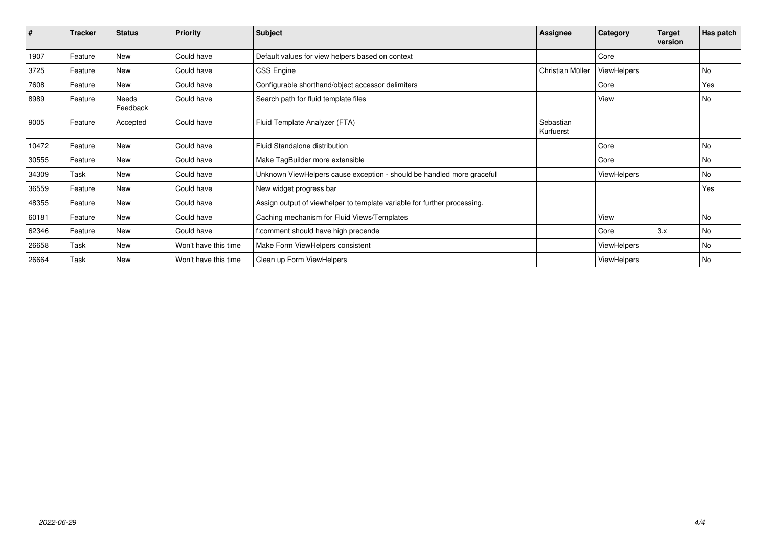| # | Tracker | Status | Priority | Subject | Assignee | Category | Target version | Has patch |
|---|---|---|---|---|---|---|---|---|
| 1907 | Feature | New | Could have | Default values for view helpers based on context | | Core | | |
| 3725 | Feature | New | Could have | CSS Engine | Christian Müller | ViewHelpers | | No |
| 7608 | Feature | New | Could have | Configurable shorthand/object accessor delimiters | | Core | | Yes |
| 8989 | Feature | Needs Feedback | Could have | Search path for fluid template files | | View | | No |
| 9005 | Feature | Accepted | Could have | Fluid Template Analyzer (FTA) | Sebastian Kurfuerst | | | |
| 10472 | Feature | New | Could have | Fluid Standalone distribution | | Core | | No |
| 30555 | Feature | New | Could have | Make TagBuilder more extensible | | Core | | No |
| 34309 | Task | New | Could have | Unknown ViewHelpers cause exception - should be handled more graceful | | ViewHelpers | | No |
| 36559 | Feature | New | Could have | New widget progress bar | | | | Yes |
| 48355 | Feature | New | Could have | Assign output of viewhelper to template variable for further processing. | | | | |
| 60181 | Feature | New | Could have | Caching mechanism for Fluid Views/Templates | | View | | No |
| 62346 | Feature | New | Could have | f:comment should have high precende | | Core | 3.x | No |
| 26658 | Task | New | Won't have this time | Make Form ViewHelpers consistent | | ViewHelpers | | No |
| 26664 | Task | New | Won't have this time | Clean up Form ViewHelpers | | ViewHelpers | | No |

2022-06-29